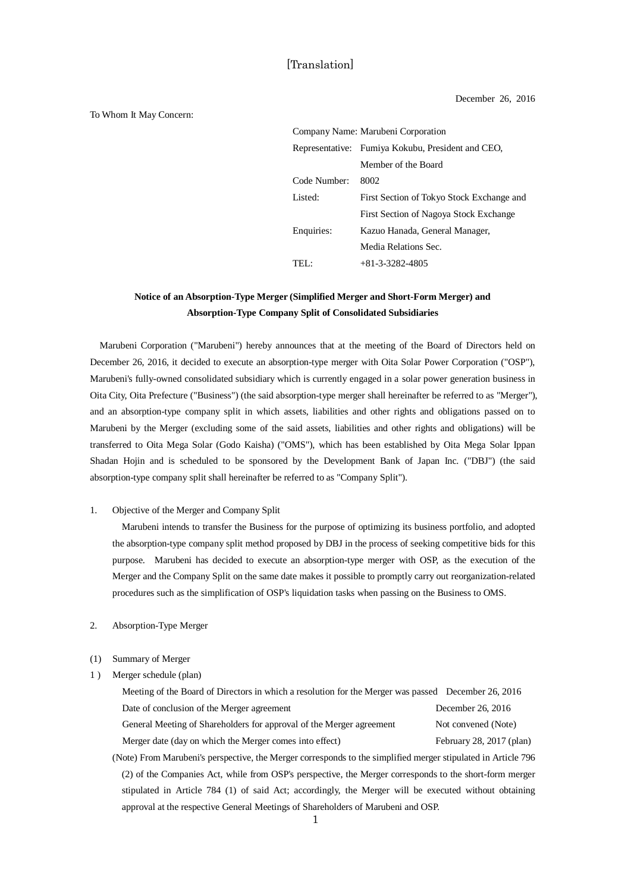[Translation]

December 26, 2016

To Whom It May Concern:

| | |
|---|---|
| Company Name: | Marubeni Corporation |
| Representative: | Fumiya Kokubu, President and CEO, Member of the Board |
| Code Number: | 8002 |
| Listed: | First Section of Tokyo Stock Exchange and First Section of Nagoya Stock Exchange |
| Enquiries: | Kazuo Hanada, General Manager, Media Relations Sec. |
| TEL: | +81-3-3282-4805 |

**Notice of an Absorption-Type Merger (Simplified Merger and Short-Form Merger) and Absorption-Type Company Split of Consolidated Subsidiaries**

Marubeni Corporation ("Marubeni") hereby announces that at the meeting of the Board of Directors held on December 26, 2016, it decided to execute an absorption-type merger with Oita Solar Power Corporation ("OSP"), Marubeni's fully-owned consolidated subsidiary which is currently engaged in a solar power generation business in Oita City, Oita Prefecture ("Business") (the said absorption-type merger shall hereinafter be referred to as "Merger"), and an absorption-type company split in which assets, liabilities and other rights and obligations passed on to Marubeni by the Merger (excluding some of the said assets, liabilities and other rights and obligations) will be transferred to Oita Mega Solar (Godo Kaisha) ("OMS"), which has been established by Oita Mega Solar Ippan Shadan Hojin and is scheduled to be sponsored by the Development Bank of Japan Inc. ("DBJ") (the said absorption-type company split shall hereinafter be referred to as "Company Split").

1. Objective of the Merger and Company Split

   Marubeni intends to transfer the Business for the purpose of optimizing its business portfolio, and adopted the absorption-type company split method proposed by DBJ in the process of seeking competitive bids for this purpose. Marubeni has decided to execute an absorption-type merger with OSP, as the execution of the Merger and the Company Split on the same date makes it possible to promptly carry out reorganization-related procedures such as the simplification of OSP's liquidation tasks when passing on the Business to OMS.

2. Absorption-Type Merger

(1) Summary of Merger

1 ) Merger schedule (plan)

| | |
|---|---|
| Meeting of the Board of Directors in which a resolution for the Merger was passed | December 26, 2016 |
| Date of conclusion of the Merger agreement | December 26, 2016 |
| General Meeting of Shareholders for approval of the Merger agreement | Not convened (Note) |
| Merger date (day on which the Merger comes into effect) | February 28, 2017 (plan) |

(Note) From Marubeni's perspective, the Merger corresponds to the simplified merger stipulated in Article 796 (2) of the Companies Act, while from OSP's perspective, the Merger corresponds to the short-form merger stipulated in Article 784 (1) of said Act; accordingly, the Merger will be executed without obtaining approval at the respective General Meetings of Shareholders of Marubeni and OSP.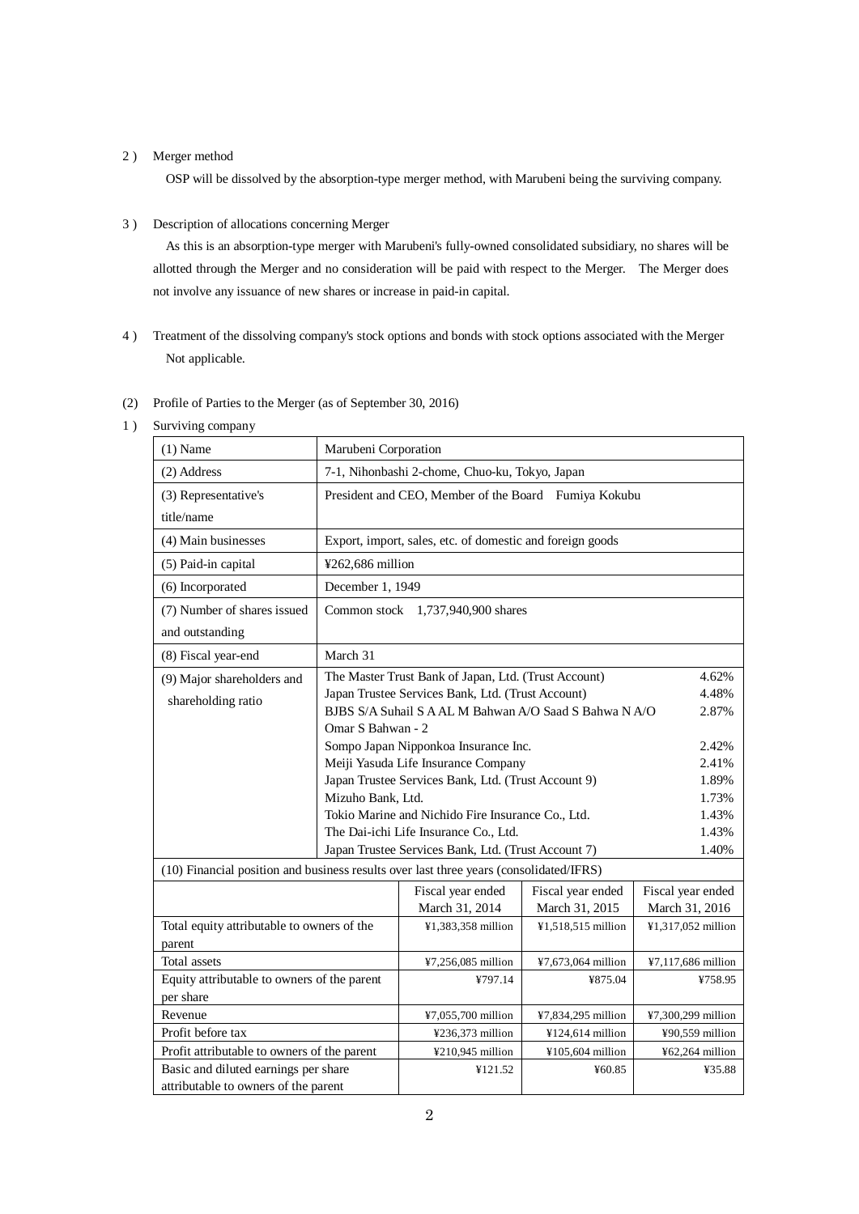2 ) Merger method

OSP will be dissolved by the absorption-type merger method, with Marubeni being the surviving company.

3 ) Description of allocations concerning Merger

As this is an absorption-type merger with Marubeni's fully-owned consolidated subsidiary, no shares will be allotted through the Merger and no consideration will be paid with respect to the Merger. The Merger does not involve any issuance of new shares or increase in paid-in capital.

4 ) Treatment of the dissolving company's stock options and bonds with stock options associated with the Merger

Not applicable.

(2) Profile of Parties to the Merger (as of September 30, 2016)

1 ) Surviving company

| | |
|---|---|
| (1) Name | Marubeni Corporation |
| (2) Address | 7-1, Nihonbashi 2-chome, Chuo-ku, Tokyo, Japan |
| (3) Representative's title/name | President and CEO, Member of the Board Fumiya Kokubu |
| (4) Main businesses | Export, import, sales, etc. of domestic and foreign goods |
| (5) Paid-in capital | ¥262,686 million |
| (6) Incorporated | December 1, 1949 |
| (7) Number of shares issued and outstanding | Common stock 1,737,940,900 shares |
| (8) Fiscal year-end | March 31 |
| (9) Major shareholders and shareholding ratio | The Master Trust Bank of Japan, Ltd. (Trust Account) 4.62%<br>Japan Trustee Services Bank, Ltd. (Trust Account) 4.48%<br>BJBS S/A Suhail S A AL M Bahwan A/O Saad S Bahwa N A/O Omar S Bahwan - 2 2.87%<br>Sompo Japan Nipponkoa Insurance Inc. 2.42%<br>Meiji Yasuda Life Insurance Company 2.41%<br>Japan Trustee Services Bank, Ltd. (Trust Account 9) 1.89%<br>Mizuho Bank, Ltd. 1.73%<br>Tokio Marine and Nichido Fire Insurance Co., Ltd. 1.43%<br>The Dai-ichi Life Insurance Co., Ltd. 1.43%<br>Japan Trustee Services Bank, Ltd. (Trust Account 7) 1.40% |

(10) Financial position and business results over last three years (consolidated/IFRS)

| | Fiscal year ended March 31, 2014 | Fiscal year ended March 31, 2015 | Fiscal year ended March 31, 2016 |
|---|---|---|---|
| Total equity attributable to owners of the parent | ¥1,383,358 million | ¥1,518,515 million | ¥1,317,052 million |
| Total assets | ¥7,256,085 million | ¥7,673,064 million | ¥7,117,686 million |
| Equity attributable to owners of the parent per share | ¥797.14 | ¥875.04 | ¥758.95 |
| Revenue | ¥7,055,700 million | ¥7,834,295 million | ¥7,300,299 million |
| Profit before tax | ¥236,373 million | ¥124,614 million | ¥90,559 million |
| Profit attributable to owners of the parent | ¥210,945 million | ¥105,604 million | ¥62,264 million |
| Basic and diluted earnings per share attributable to owners of the parent | ¥121.52 | ¥60.85 | ¥35.88 |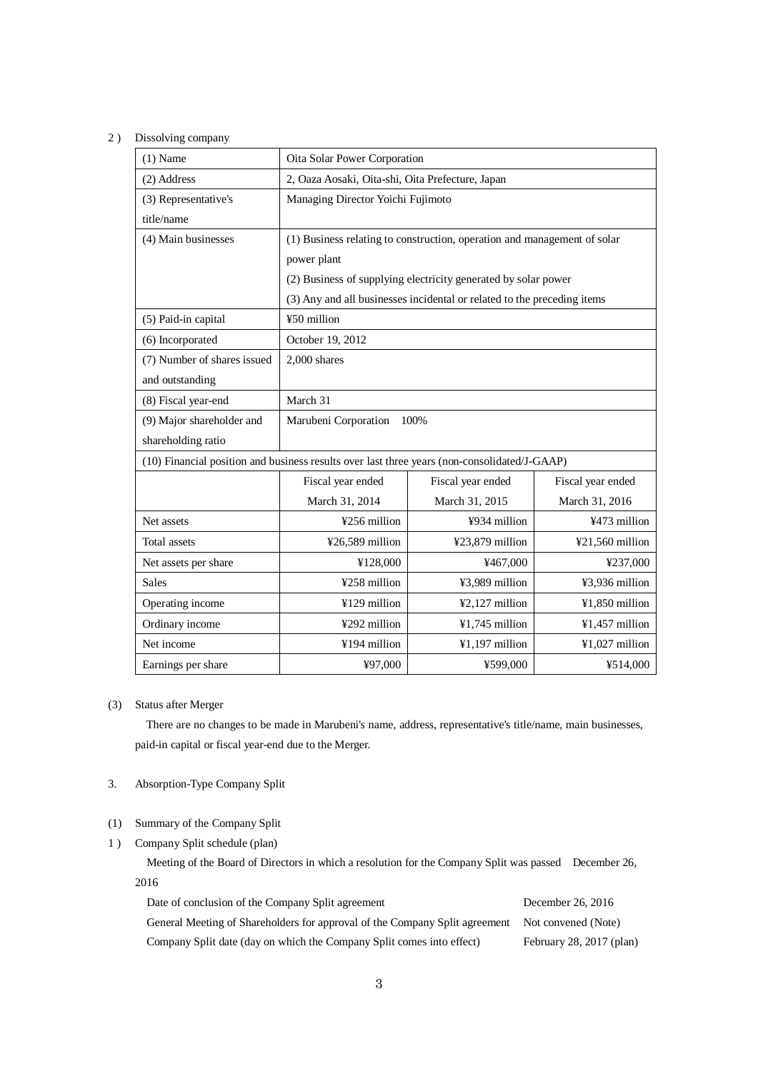2 ) Dissolving company

| | | | |
|---|---|---|---|
| (1) Name | Oita Solar Power Corporation | | |
| (2) Address | 2, Oaza Aosaki, Oita-shi, Oita Prefecture, Japan | | |
| (3) Representative's title/name | Managing Director Yoichi Fujimoto | | |
| (4) Main businesses | (1) Business relating to construction, operation and management of solar power plant<br>(2) Business of supplying electricity generated by solar power<br>(3) Any and all businesses incidental or related to the preceding items | | |
| (5) Paid-in capital | ¥50 million | | |
| (6) Incorporated | October 19, 2012 | | |
| (7) Number of shares issued and outstanding | 2,000 shares | | |
| (8) Fiscal year-end | March 31 | | |
| (9) Major shareholder and shareholding ratio | Marubeni Corporation 100% | | |
| (10) Financial position and business results over last three years (non-consolidated/J-GAAP) | | | |
| | Fiscal year ended March 31, 2014 | Fiscal year ended March 31, 2015 | Fiscal year ended March 31, 2016 |
| Net assets | ¥256 million | ¥934 million | ¥473 million |
| Total assets | ¥26,589 million | ¥23,879 million | ¥21,560 million |
| Net assets per share | ¥128,000 | ¥467,000 | ¥237,000 |
| Sales | ¥258 million | ¥3,989 million | ¥3,936 million |
| Operating income | ¥129 million | ¥2,127 million | ¥1,850 million |
| Ordinary income | ¥292 million | ¥1,745 million | ¥1,457 million |
| Net income | ¥194 million | ¥1,197 million | ¥1,027 million |
| Earnings per share | ¥97,000 | ¥599,000 | ¥514,000 |

(3) Status after Merger

There are no changes to be made in Marubeni's name, address, representative's title/name, main businesses, paid-in capital or fiscal year-end due to the Merger.

## 3. Absorption-Type Company Split

(1) Summary of the Company Split

1 ) Company Split schedule (plan)

Meeting of the Board of Directors in which a resolution for the Company Split was passed December 26, 2016

| | |
|---|---|
| Date of conclusion of the Company Split agreement | December 26, 2016 |
| General Meeting of Shareholders for approval of the Company Split agreement | Not convened (Note) |
| Company Split date (day on which the Company Split comes into effect) | February 28, 2017 (plan) |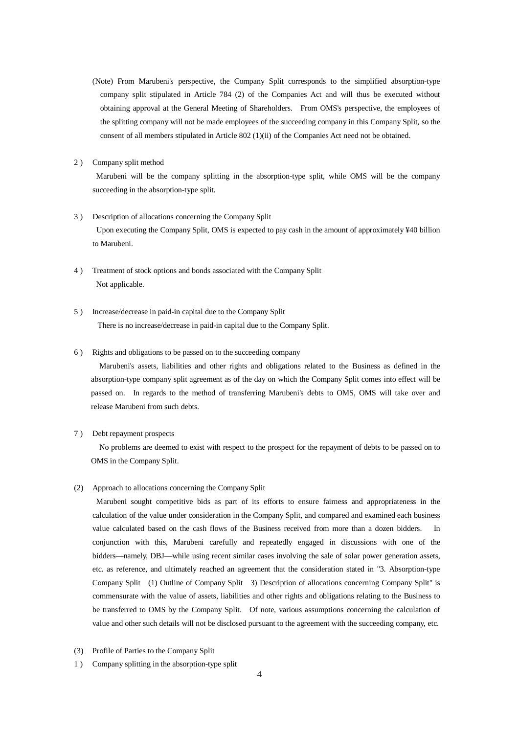(Note) From Marubeni's perspective, the Company Split corresponds to the simplified absorption-type company split stipulated in Article 784 (2) of the Companies Act and will thus be executed without obtaining approval at the General Meeting of Shareholders. From OMS's perspective, the employees of the splitting company will not be made employees of the succeeding company in this Company Split, so the consent of all members stipulated in Article 802 (1)(ii) of the Companies Act need not be obtained.

2 ) Company split method

Marubeni will be the company splitting in the absorption-type split, while OMS will be the company succeeding in the absorption-type split.

3 ) Description of allocations concerning the Company Split

Upon executing the Company Split, OMS is expected to pay cash in the amount of approximately ¥40 billion to Marubeni.

4 ) Treatment of stock options and bonds associated with the Company Split

Not applicable.

5 ) Increase/decrease in paid-in capital due to the Company Split

There is no increase/decrease in paid-in capital due to the Company Split.

6 ) Rights and obligations to be passed on to the succeeding company

Marubeni's assets, liabilities and other rights and obligations related to the Business as defined in the absorption-type company split agreement as of the day on which the Company Split comes into effect will be passed on. In regards to the method of transferring Marubeni's debts to OMS, OMS will take over and release Marubeni from such debts.

7 ) Debt repayment prospects

No problems are deemed to exist with respect to the prospect for the repayment of debts to be passed on to OMS in the Company Split.

(2) Approach to allocations concerning the Company Split

Marubeni sought competitive bids as part of its efforts to ensure fairness and appropriateness in the calculation of the value under consideration in the Company Split, and compared and examined each business value calculated based on the cash flows of the Business received from more than a dozen bidders. In conjunction with this, Marubeni carefully and repeatedly engaged in discussions with one of the bidders—namely, DBJ—while using recent similar cases involving the sale of solar power generation assets, etc. as reference, and ultimately reached an agreement that the consideration stated in "3. Absorption-type Company Split (1) Outline of Company Split 3) Description of allocations concerning Company Split" is commensurate with the value of assets, liabilities and other rights and obligations relating to the Business to be transferred to OMS by the Company Split. Of note, various assumptions concerning the calculation of value and other such details will not be disclosed pursuant to the agreement with the succeeding company, etc.

(3) Profile of Parties to the Company Split

1 ) Company splitting in the absorption-type split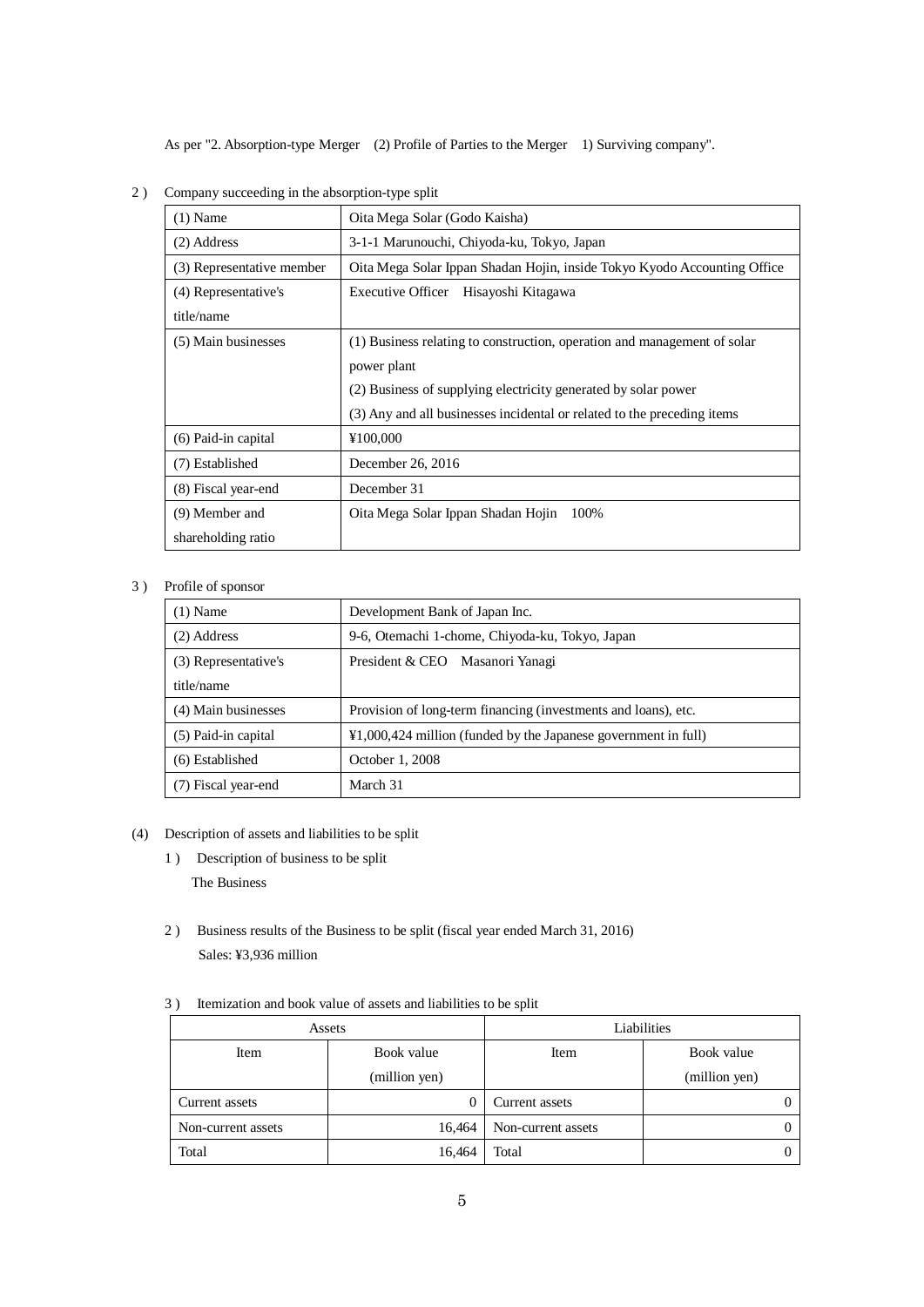As per "2. Absorption-type Merger (2) Profile of Parties to the Merger 1) Surviving company".

2 ) Company succeeding in the absorption-type split

| | |
|---|---|
| (1) Name | Oita Mega Solar (Godo Kaisha) |
| (2) Address | 3-1-1 Marunouchi, Chiyoda-ku, Tokyo, Japan |
| (3) Representative member | Oita Mega Solar Ippan Shadan Hojin, inside Tokyo Kyodo Accounting Office |
| (4) Representative's title/name | Executive Officer Hisayoshi Kitagawa |
| (5) Main businesses | (1) Business relating to construction, operation and management of solar power plant<br>(2) Business of supplying electricity generated by solar power<br>(3) Any and all businesses incidental or related to the preceding items |
| (6) Paid-in capital | ¥100,000 |
| (7) Established | December 26, 2016 |
| (8) Fiscal year-end | December 31 |
| (9) Member and shareholding ratio | Oita Mega Solar Ippan Shadan Hojin 100% |

3 ) Profile of sponsor

| | |
|---|---|
| (1) Name | Development Bank of Japan Inc. |
| (2) Address | 9-6, Otemachi 1-chome, Chiyoda-ku, Tokyo, Japan |
| (3) Representative's title/name | President & CEO Masanori Yanagi |
| (4) Main businesses | Provision of long-term financing (investments and loans), etc. |
| (5) Paid-in capital | ¥1,000,424 million (funded by the Japanese government in full) |
| (6) Established | October 1, 2008 |
| (7) Fiscal year-end | March 31 |

(4) Description of assets and liabilities to be split

1 ) Description of business to be split

The Business

2 ) Business results of the Business to be split (fiscal year ended March 31, 2016)

Sales: ¥3,936 million

3 ) Itemization and book value of assets and liabilities to be split

| Assets | | Liabilities | |
|---|---|---|---|
| Item | Book value (million yen) | Item | Book value (million yen) |
| Current assets | 0 | Current assets | 0 |
| Non-current assets | 16,464 | Non-current assets | 0 |
| Total | 16,464 | Total | 0 |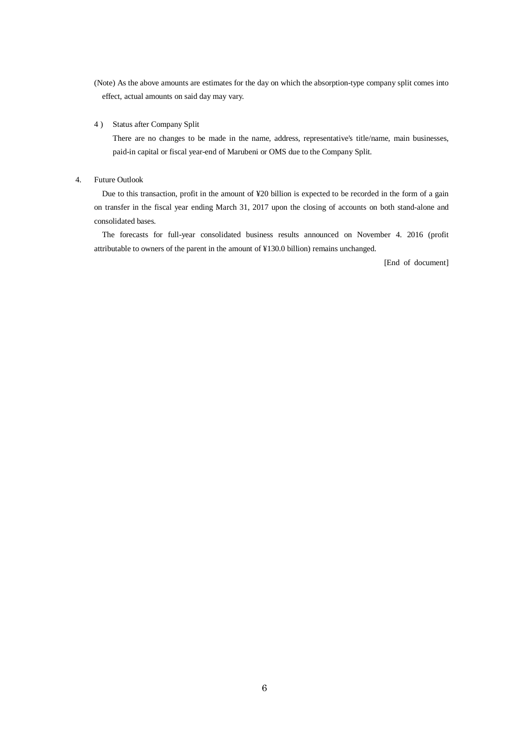(Note) As the above amounts are estimates for the day on which the absorption-type company split comes into effect, actual amounts on said day may vary.

4 ) Status after Company Split

There are no changes to be made in the name, address, representative's title/name, main businesses, paid-in capital or fiscal year-end of Marubeni or OMS due to the Company Split.

4. Future Outlook

Due to this transaction, profit in the amount of ¥20 billion is expected to be recorded in the form of a gain on transfer in the fiscal year ending March 31, 2017 upon the closing of accounts on both stand-alone and consolidated bases.

The forecasts for full-year consolidated business results announced on November 4. 2016 (profit attributable to owners of the parent in the amount of ¥130.0 billion) remains unchanged.

[End of document]